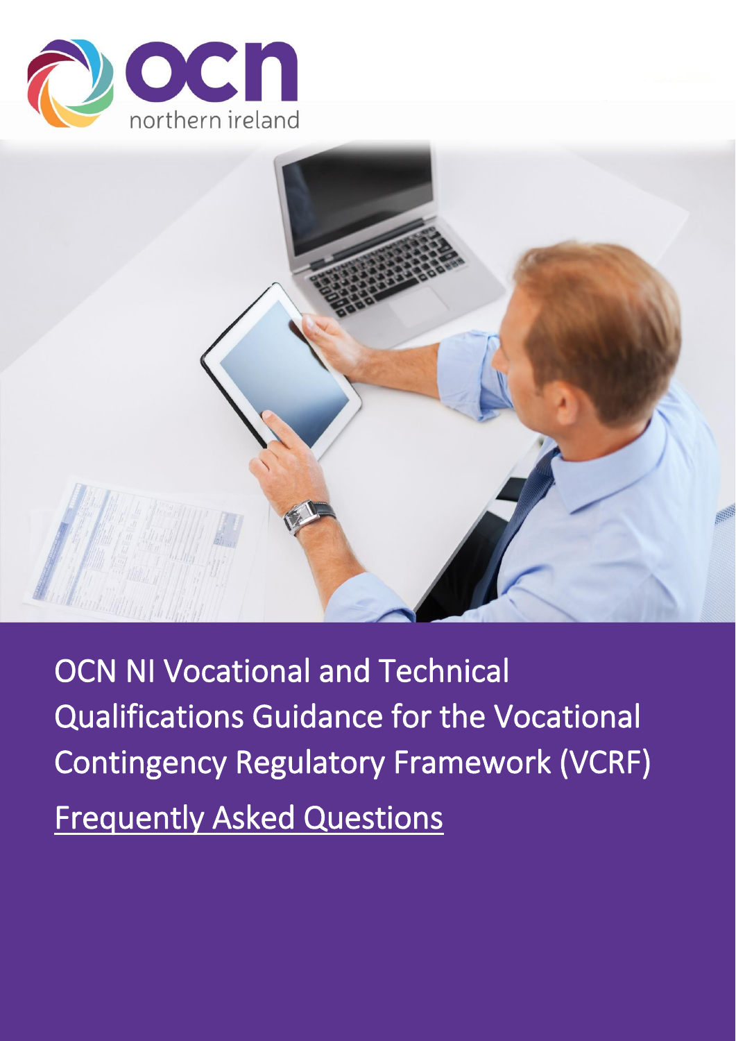# OCN NI Vocational and Technical Qualifications Guidance for the Vocational Contingency Regulatory Framework (VCRF)

## Frequently Asked Questions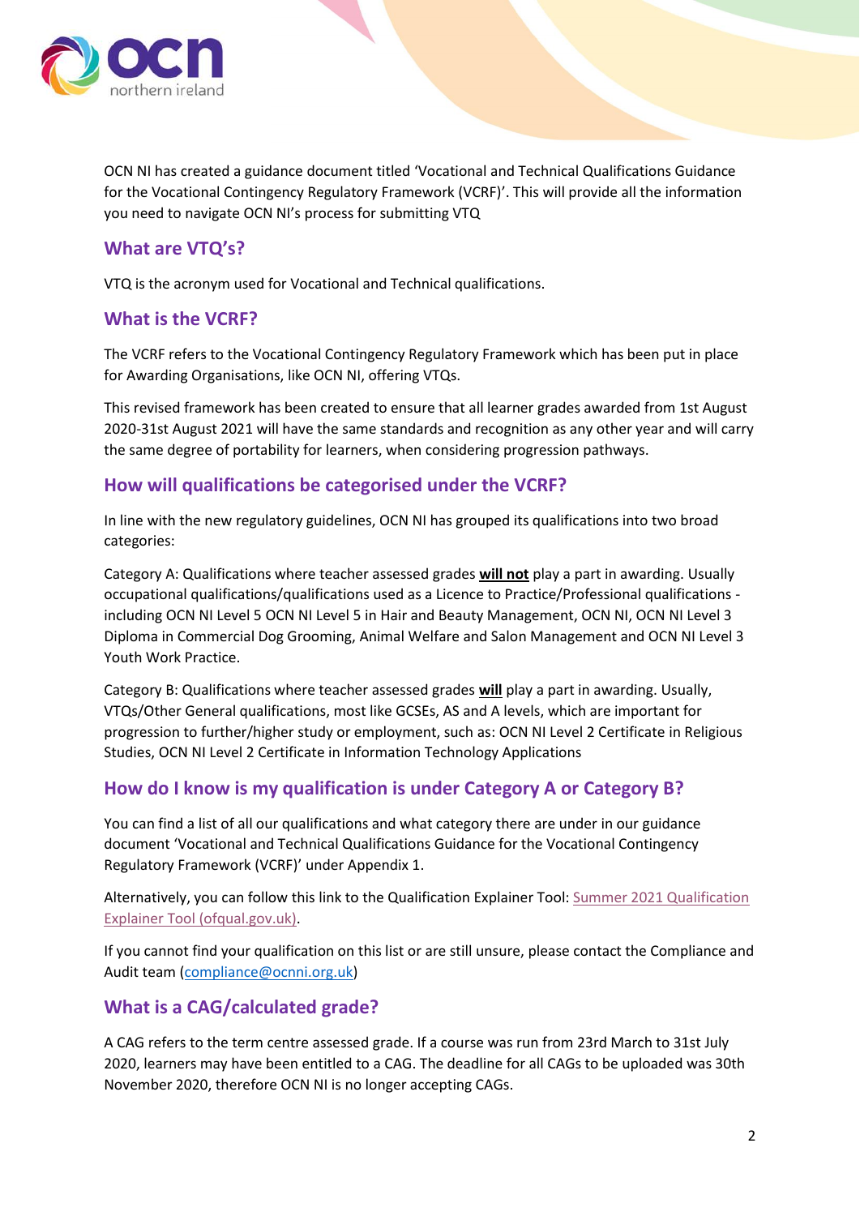OCN NI has created a guidance document titled 'Vocational and Technical Qualifications Guidance for the Vocational Contingency Regulatory Framework (VCRF)'. This will provide all the information you need to navigate OCN NI's process for submitting VTQ

## What are VTQ's?

VTQ is the acronym used for Vocational and Technical qualifications.

## What is the VCRF?

The VCRF refers to the Vocational Contingency Regulatory Framework which has been put in place for Awarding Organisations, like OCN NI, offering VTQs.

This revised framework has been created to ensure that all learner grades awarded from 1st August 2020-31st August 2021 will have the same standards and recognition as any other year and will carry the same degree of portability for learners, when considering progression pathways.

## How will qualifications be categorised under the VCRF?

In line with the new regulatory guidelines, OCN NI has grouped its qualifications into two broad categories:

Category A: Qualifications where teacher assessed grades **will not** play a part in awarding. Usually occupational qualifications/qualifications used as a Licence to Practice/Professional qualifications - including OCN NI Level 5 OCN NI Level 5 in Hair and Beauty Management, OCN NI, OCN NI Level 3 Diploma in Commercial Dog Grooming, Animal Welfare and Salon Management and OCN NI Level 3 Youth Work Practice.

Category B: Qualifications where teacher assessed grades **will** play a part in awarding. Usually, VTQs/Other General qualifications, most like GCSEs, AS and A levels, which are important for progression to further/higher study or employment, such as: OCN NI Level 2 Certificate in Religious Studies, OCN NI Level 2 Certificate in Information Technology Applications

## How do I know is my qualification is under Category A or Category B?

You can find a list of all our qualifications and what category there are under in our guidance document 'Vocational and Technical Qualifications Guidance for the Vocational Contingency Regulatory Framework (VCRF)' under Appendix 1.

Alternatively, you can follow this link to the Qualification Explainer Tool: Summer 2021 Qualification Explainer Tool (ofqual.gov.uk).

If you cannot find your qualification on this list or are still unsure, please contact the Compliance and Audit team (compliance@ocnni.org.uk)

## What is a CAG/calculated grade?

A CAG refers to the term centre assessed grade. If a course was run from 23rd March to 31st July 2020, learners may have been entitled to a CAG. The deadline for all CAGs to be uploaded was 30th November 2020, therefore OCN NI is no longer accepting CAGs.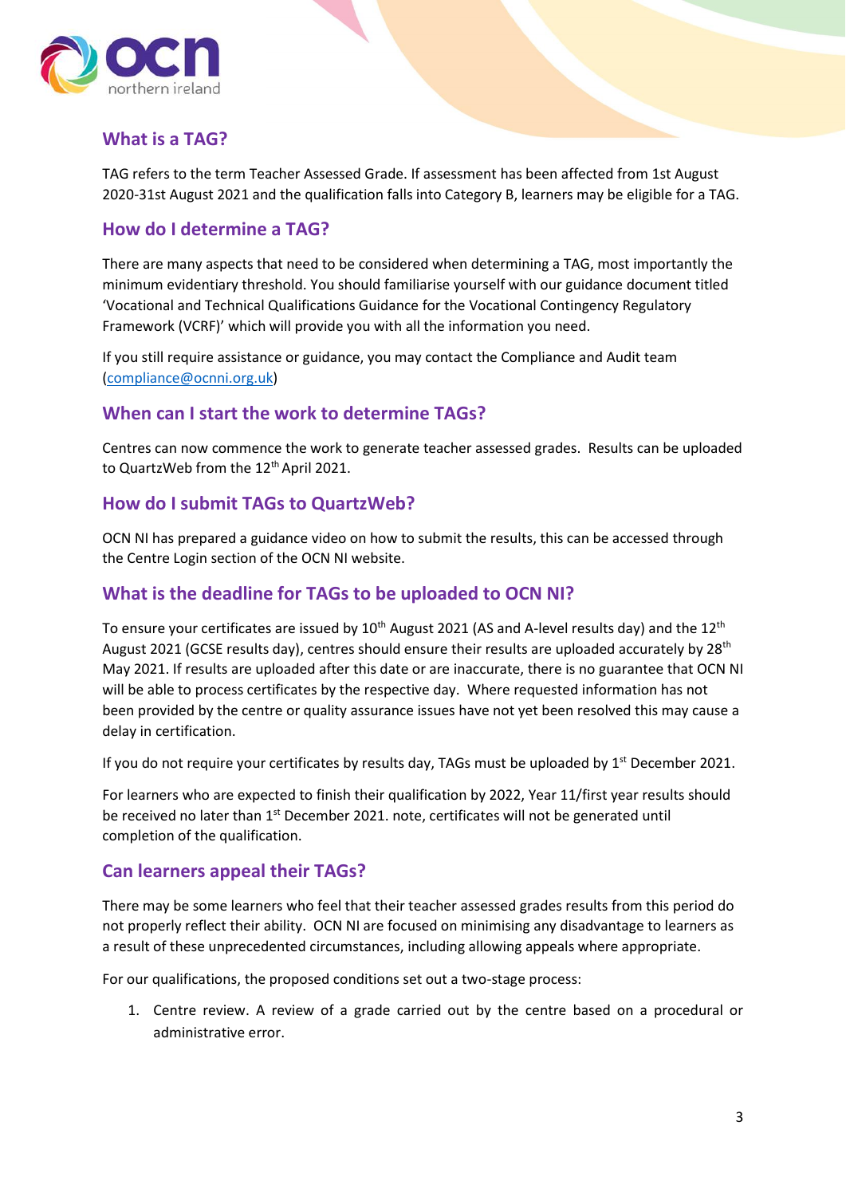## What is a TAG?

TAG refers to the term Teacher Assessed Grade. If assessment has been affected from 1st August 2020-31st August 2021 and the qualification falls into Category B, learners may be eligible for a TAG.

## How do I determine a TAG?

There are many aspects that need to be considered when determining a TAG, most importantly the minimum evidentiary threshold. You should familiarise yourself with our guidance document titled 'Vocational and Technical Qualifications Guidance for the Vocational Contingency Regulatory Framework (VCRF)' which will provide you with all the information you need.

If you still require assistance or guidance, you may contact the Compliance and Audit team (compliance@ocnni.org.uk)

## When can I start the work to determine TAGs?

Centres can now commence the work to generate teacher assessed grades. Results can be uploaded to QuartzWeb from the 12th April 2021.

## How do I submit TAGs to QuartzWeb?

OCN NI has prepared a guidance video on how to submit the results, this can be accessed through the Centre Login section of the OCN NI website.

## What is the deadline for TAGs to be uploaded to OCN NI?

To ensure your certificates are issued by 10th August 2021 (AS and A-level results day) and the 12th August 2021 (GCSE results day), centres should ensure their results are uploaded accurately by 28th May 2021. If results are uploaded after this date or are inaccurate, there is no guarantee that OCN NI will be able to process certificates by the respective day. Where requested information has not been provided by the centre or quality assurance issues have not yet been resolved this may cause a delay in certification.

If you do not require your certificates by results day, TAGs must be uploaded by 1st December 2021.

For learners who are expected to finish their qualification by 2022, Year 11/first year results should be received no later than 1st December 2021. note, certificates will not be generated until completion of the qualification.

## Can learners appeal their TAGs?

There may be some learners who feel that their teacher assessed grades results from this period do not properly reflect their ability. OCN NI are focused on minimising any disadvantage to learners as a result of these unprecedented circumstances, including allowing appeals where appropriate.

For our qualifications, the proposed conditions set out a two-stage process:

1. Centre review. A review of a grade carried out by the centre based on a procedural or administrative error.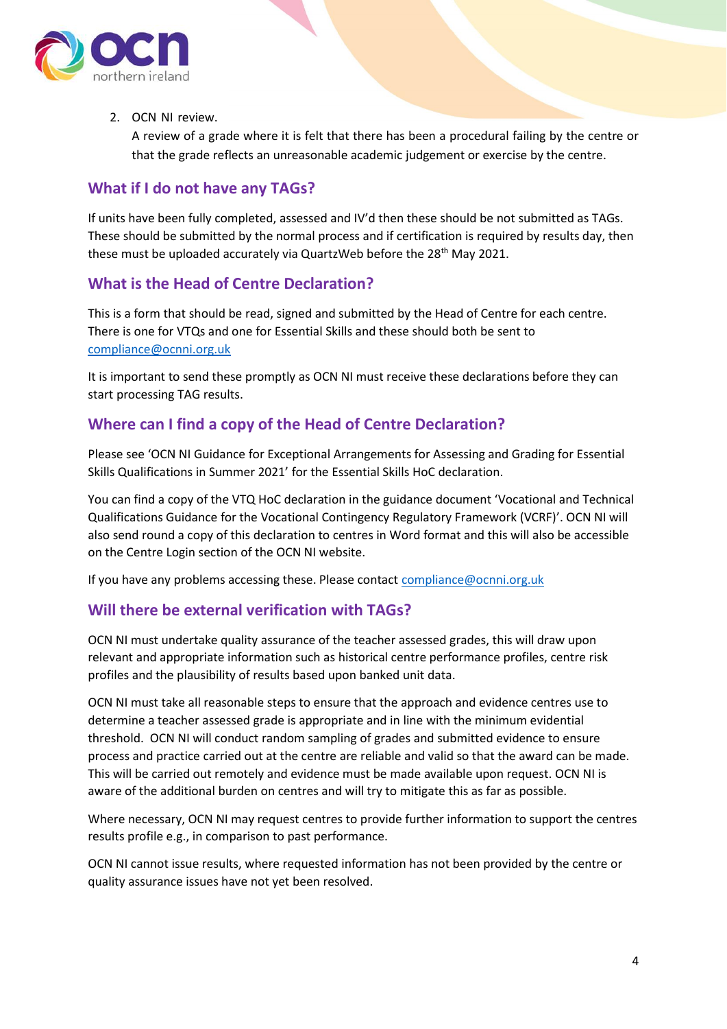2. OCN NI review.
   A review of a grade where it is felt that there has been a procedural failing by the centre or that the grade reflects an unreasonable academic judgement or exercise by the centre.

## What if I do not have any TAGs?

If units have been fully completed, assessed and IV'd then these should be not submitted as TAGs. These should be submitted by the normal process and if certification is required by results day, then these must be uploaded accurately via QuartzWeb before the 28th May 2021.

## What is the Head of Centre Declaration?

This is a form that should be read, signed and submitted by the Head of Centre for each centre. There is one for VTQs and one for Essential Skills and these should both be sent to compliance@ocnni.org.uk

It is important to send these promptly as OCN NI must receive these declarations before they can start processing TAG results.

## Where can I find a copy of the Head of Centre Declaration?

Please see 'OCN NI Guidance for Exceptional Arrangements for Assessing and Grading for Essential Skills Qualifications in Summer 2021' for the Essential Skills HoC declaration.

You can find a copy of the VTQ HoC declaration in the guidance document 'Vocational and Technical Qualifications Guidance for the Vocational Contingency Regulatory Framework (VCRF)'. OCN NI will also send round a copy of this declaration to centres in Word format and this will also be accessible on the Centre Login section of the OCN NI website.

If you have any problems accessing these. Please contact compliance@ocnni.org.uk

## Will there be external verification with TAGs?

OCN NI must undertake quality assurance of the teacher assessed grades, this will draw upon relevant and appropriate information such as historical centre performance profiles, centre risk profiles and the plausibility of results based upon banked unit data.

OCN NI must take all reasonable steps to ensure that the approach and evidence centres use to determine a teacher assessed grade is appropriate and in line with the minimum evidential threshold. OCN NI will conduct random sampling of grades and submitted evidence to ensure process and practice carried out at the centre are reliable and valid so that the award can be made. This will be carried out remotely and evidence must be made available upon request. OCN NI is aware of the additional burden on centres and will try to mitigate this as far as possible.

Where necessary, OCN NI may request centres to provide further information to support the centres results profile e.g., in comparison to past performance.

OCN NI cannot issue results, where requested information has not been provided by the centre or quality assurance issues have not yet been resolved.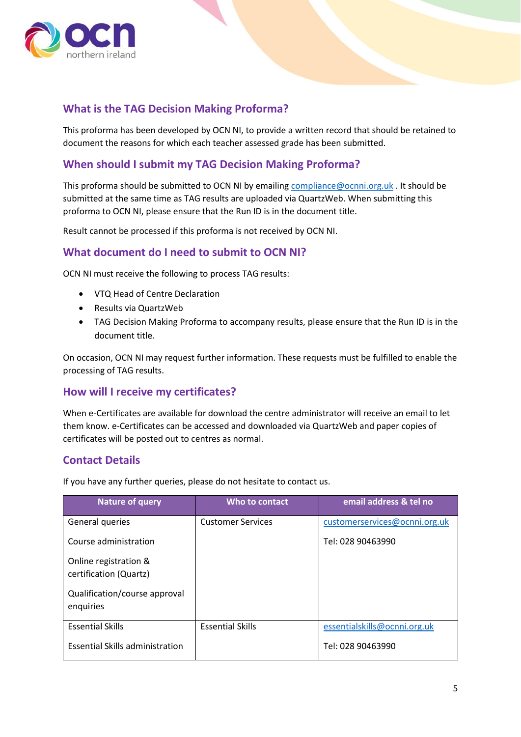## What is the TAG Decision Making Proforma?

This proforma has been developed by OCN NI, to provide a written record that should be retained to document the reasons for which each teacher assessed grade has been submitted.

## When should I submit my TAG Decision Making Proforma?

This proforma should be submitted to OCN NI by emailing compliance@ocnni.org.uk . It should be submitted at the same time as TAG results are uploaded via QuartzWeb. When submitting this proforma to OCN NI, please ensure that the Run ID is in the document title.

Result cannot be processed if this proforma is not received by OCN NI.

## What document do I need to submit to OCN NI?

OCN NI must receive the following to process TAG results:

- VTQ Head of Centre Declaration
- Results via QuartzWeb
- TAG Decision Making Proforma to accompany results, please ensure that the Run ID is in the document title.

On occasion, OCN NI may request further information. These requests must be fulfilled to enable the processing of TAG results.

## How will I receive my certificates?

When e-Certificates are available for download the centre administrator will receive an email to let them know. e-Certificates can be accessed and downloaded via QuartzWeb and paper copies of certificates will be posted out to centres as normal.

## Contact Details

If you have any further queries, please do not hesitate to contact us.

| Nature of query | Who to contact | email address & tel no |
|---|---|---|
| General queries<br><br>Course administration<br><br>Online registration & certification (Quartz)<br><br>Qualification/course approval enquiries | Customer Services | customerservices@ocnni.org.uk<br><br>Tel: 028 90463990 |
| Essential Skills<br><br>Essential Skills administration | Essential Skills | essentialskills@ocnni.org.uk<br><br>Tel: 028 90463990 |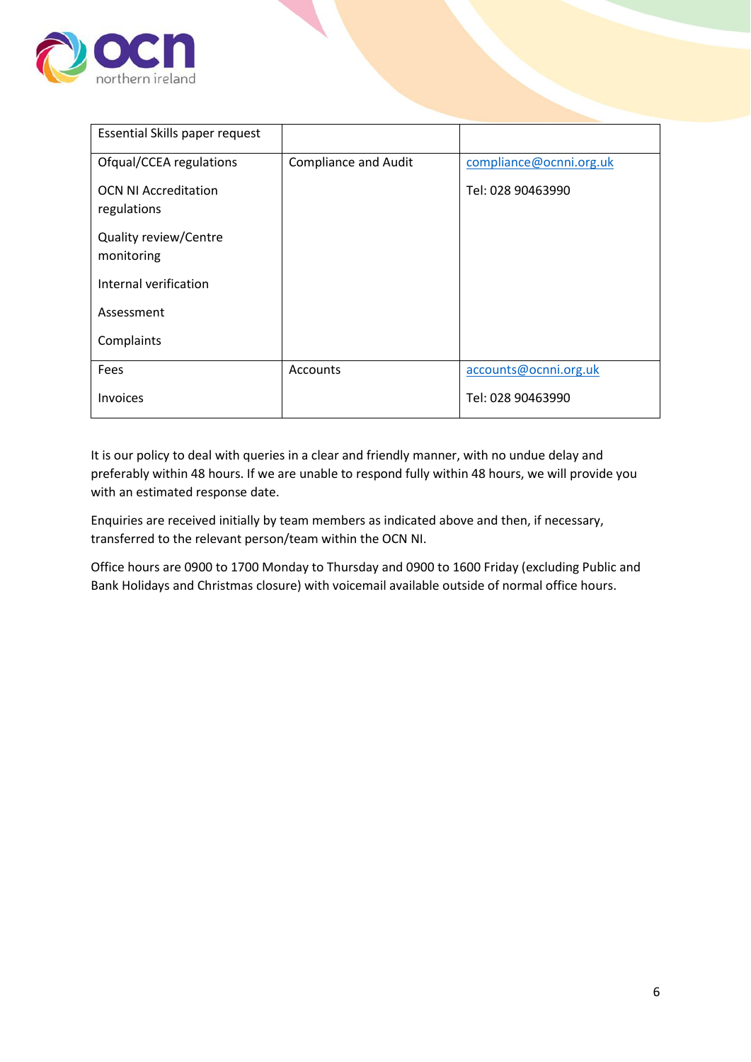| | | |
|---|---|---|
| Essential Skills paper request | | |
| Ofqual/CCEA regulations<br><br>OCN NI Accreditation regulations<br><br>Quality review/Centre monitoring<br><br>Internal verification<br><br>Assessment<br><br>Complaints | Compliance and Audit | compliance@ocnni.org.uk<br><br>Tel: 028 90463990 |
| Fees<br><br>Invoices | Accounts | accounts@ocnni.org.uk<br><br>Tel: 028 90463990 |

It is our policy to deal with queries in a clear and friendly manner, with no undue delay and preferably within 48 hours. If we are unable to respond fully within 48 hours, we will provide you with an estimated response date.

Enquiries are received initially by team members as indicated above and then, if necessary, transferred to the relevant person/team within the OCN NI.

Office hours are 0900 to 1700 Monday to Thursday and 0900 to 1600 Friday (excluding Public and Bank Holidays and Christmas closure) with voicemail available outside of normal office hours.